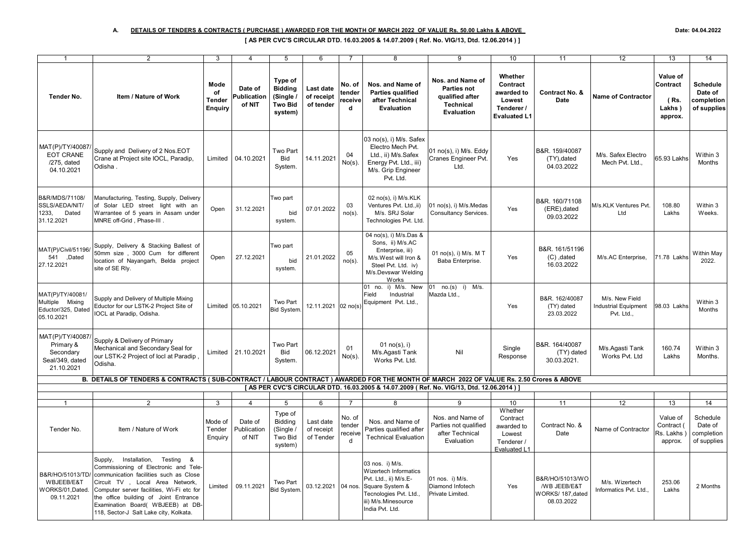### A. DETAILS OF TENDERS & CONTRACTS ( PURCHASE ) AWARDED FOR THE MONTH OF MARCH 2022 OF VALUE Rs. 50.00 Lakhs & ABOVE

Date: 04.04.2022

**[ AS PER CVC'S CIRCULAR DTD. 16.03.2005 & 14.07.2009 ( Ref. No. VIG/13, Dtd. 12.06.2014 ) ]**

| 1 | 2 | 3 | 4 | 5 | 6 | 7 | 8 | 9 | 10 | 11 | 12 | 13 | 14 |
|---|---|---|---|---|---|---|---|---|---|---|---|---|---|
| **Tender No.** | **Item / Nature of Work** | **Mode of Tender Enquiry** | **Date of Publication of NIT** | **Type of Bidding (Single / Two Bid system)** | **Last date of receipt of tender** | **No. of tender received** | **Nos. and Name of Parties qualified after Technical Evaluation** | **Nos. and Name of Parties not qualified after Technical Evaluation** | **Whether Contract awarded to Lowest Tenderer / Evaluated L1** | **Contract No. & Date** | **Name of Contractor** | **Value of Contract (Rs. Lakhs) approx.** | **Schedule Date of completion of supplies** |
| MAT(P)/TY/40087/ EOT CRANE /275, dated 04.10.2021 | Supply and Delivery of 2 Nos.EOT Crane at Project site IOCL, Paradip, Odisha . | Limited | 04.10.2021 | Two Part Bid System. | 14.11.2021 | 04 No(s). | 03 no(s), i) M/s. Safex Electro Mech Pvt. Ltd., ii) M/s.Safex Energy Pvt. Ltd., iii) M/s. Grip Engineer Pvt. Ltd | 01 no(s), i) M/s. Eddy Cranes Engineer Pvt. Ltd. | Yes | B&R. 159/40087 (TY),dated 04.03.2022 | M/s. Safex Electro Mech Pvt. Ltd., | 65.93 Lakhs | Within 3 Months |
| B&R/MDS/71108/ SSLS/AEDA/NIT/ 1233, Dated 31.12.2021 | Manufacturing, Testing, Supply, Delivery of Solar LED street light with an Warrantee of 5 years in Assam under MNRE off-Grid , Phase-III . | Open | 31.12.2021 | Two part bid system. | 07.01.2022 | 03 no(s). | 02 no(s), i) M/s.KLK Ventures Pvt. Ltd.,ii) M/s. SRJ Solar Technologies Pvt. Ltd. | 01 no(s), i) M/s.Medas Consultancy Services. | Yes | B&R. 160/71108 (ERE),dated 09.03.2022 | M/s.KLK Ventures Pvt. Ltd | 108.80 Lakhs | Within 3 Weeks. |
| MAT(P)/Civil/51196/ 541 ,Dated 27.12.2021 | Supply, Delivery & Stacking Ballest of 50mm size , 3000 Cum for different location of Nayangarh, Belda project site of SE Rly. | Open | 27.12.2021 | Two part bid system. | 21.01.2022 | 05 no(s). | 04 no(s), i) M/s.Das & Sons, ii) M/s.AC Enterprise, iii) M/s.West will Iron & Steel Pvt. Ltd. iv) M/s.Devswar Welding Works | 01 no(s), i) M/s. M T Baba Enterprise. | Yes | B&R. 161/51196 (C) ,dated 16.03.2022 | M/s.AC Enterprise, | 71.78 Lakhs | Within May 2022. |
| MAT(P)/TY/40081/ Multiple Mixing Eductor/325, Dated 05.10.2021 | Supply and Delivery of Multiple Mixing Eductor for our LSTK-2 Project Site of IOCL at Paradip, Odisha. | Limited | 05.10.2021 | Two Part Bid System. | 12.11.2021 | 02 no(s) | 01 no. i) M/s. New Field Industrial Equipment Pvt. Ltd., | 01 no.(s) i) M/s. Mazda Ltd., | Yes | B&R. 162/40087 (TY) dated 23.03.2022 | M/s. New Field Industrial Equipment Pvt. Ltd., | 98.03 Lakhs | Within 3 Months |
| MAT(P)/TY/40087/ Primary & Secondary Seal/349, dated 21.10.2021 | Supply & Delivery of Primary Mechanical and Secondary Seal for our LSTK-2 Project of Iocl at Paradip , Odisha. | Limited | 21.10.2021 | Two Part Bid System. | 06.12.2021 | 01 No(s). | 01 no(s), i) M/s.Agasti Tank Works Pvt. Ltd. | Nil | Single Response | B&R. 164/40087 (TY) dated 30.03.2021. | M/s.Agasti Tank Works Pvt. Ltd | 160.74 Lakhs | Within 3 Months. |

### B. DETAILS OF TENDERS & CONTRACTS ( SUB-CONTRACT / LABOUR CONTRACT ) AWARDED FOR THE MONTH OF MARCH 2022 OF VALUE Rs. 2.50 Crores & ABOVE

**[ AS PER CVC'S CIRCULAR DTD. 16.03.2005 & 14.07.2009 ( Ref. No. VIG/13, Dtd. 12.06.2014 ) ]**

| 1 | 2 | 3 | 4 | 5 | 6 | 7 | 8 | 9 | 10 | 11 | 12 | 13 | 14 |
|---|---|---|---|---|---|---|---|---|---|---|---|---|---|
| Tender No. | Item / Nature of Work | Mode of Tender Enquiry | Date of Publication of NIT | Type of Bidding (Single / Two Bid system) | Last date of receipt of Tender | No. of tender received | Nos. and Name of Parties qualified after Technical Evaluation | Nos. and Name of Parties not qualified after Technical Evaluation | Whether Contract awarded to Lowest Tenderer / Evaluated L1 | Contract No. & Date | Name of Contractor | Value of Contract ( Rs. Lakhs ) approx. | Schedule Date of completion of supplies |
| B&R/HO/51013/TD/ WBJEEB/E&T WORKS/01,Dated. 09.11.2021 | Supply, Installation, Testing & Commissioning of Electronic and Tele-communication facilities such as Close Circuit TV , Local Area Network, Computer server facilities, Wi-Fi etc for the office building of Joint Entrance Examination Board( WBJEEB) at DB-118, Sector-J Salt Lake city, Kolkata. | Limited | 09.11.2021 | Two Part Bid System. | 03.12.2021 | 04 nos. | 03 nos. i) M/s. Wizertech Informatics Pvt. Ltd., ii) M/s.E-Square System & Tecnologies Pvt. Ltd., iii) M/s.Minesource India Pvt. Ltd. | 01 nos. i) M/s. Diamond Infotech Private Limited. | Yes | B&R/HO/51013/WO /WB JEEB/E&T WORKS/ 187,dated 08.03.2022 | M/s. Wizertech Informatics Pvt. Ltd., | 253.06 Lakhs | 2 Months |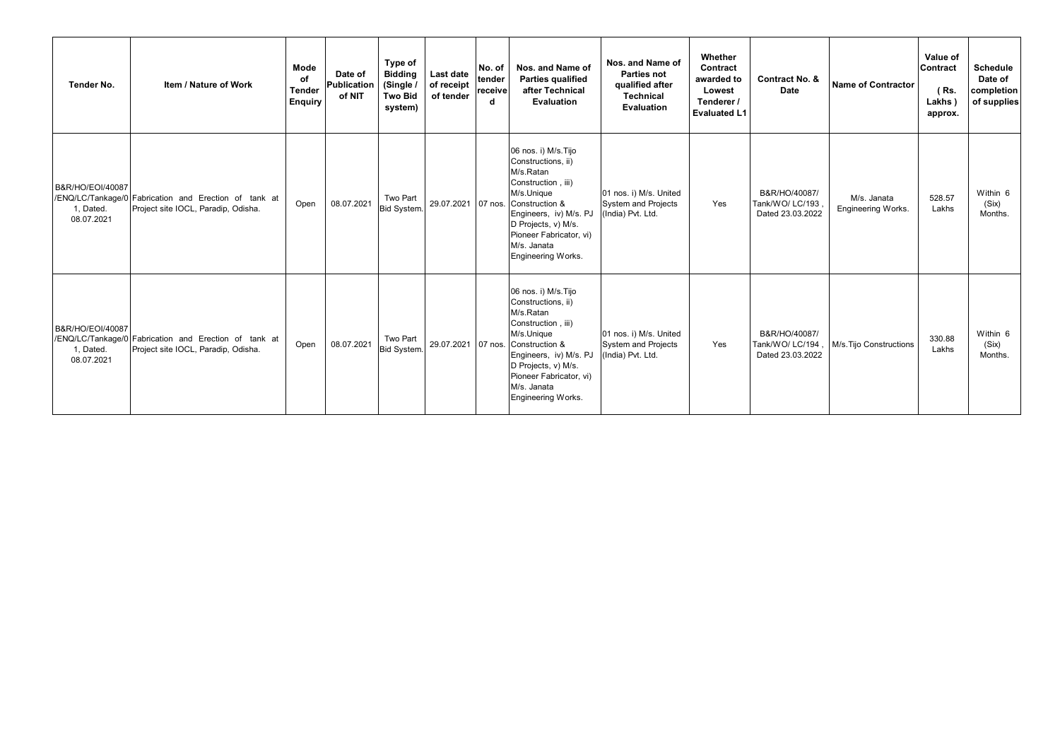| Tender No. | Item / Nature of Work | Mode of Tender Enquiry | Date of Publication of NIT | Type of Bidding (Single / Two Bid system) | Last date of receipt of tender | No. of tender received | Nos. and Name of Parties qualified after Technical Evaluation | Nos. and Name of Parties not qualified after Technical Evaluation | Whether Contract awarded to Lowest Tenderer / Evaluated L1 | Contract No. & Date | Name of Contractor | Value of Contract (Rs. Lakhs) approx. | Schedule Date of completion of supplies |
|---|---|---|---|---|---|---|---|---|---|---|---|---|---|
| B&R/HO/EOI/40087/ENQ/LC/Tankage/01, Dated. 08.07.2021 | Fabrication and Erection of tank at Project site IOCL, Paradip, Odisha. | Open | 08.07.2021 | Two Part Bid System. | 29.07.2021 | 07 nos. | 06 nos. i) M/s.Tijo Constructions, ii) M/s.Ratan Construction , iii) M/s.Unique Construction & Engineers, iv) M/s. PJ D Projects, v) M/s. Pioneer Fabricator, vi) M/s. Janata Engineering Works. | 01 nos. i) M/s. United System and Projects (India) Pvt. Ltd. | Yes | B&R/HO/40087/Tank/WO/ LC/193 , Dated 23.03.2022 | M/s. Janata Engineering Works. | 528.57 Lakhs | Within 6 (Six) Months. |
| B&R/HO/EOI/40087/ENQ/LC/Tankage/01, Dated. 08.07.2021 | Fabrication and Erection of tank at Project site IOCL, Paradip, Odisha. | Open | 08.07.2021 | Two Part Bid System. | 29.07.2021 | 07 nos. | 06 nos. i) M/s.Tijo Constructions, ii) M/s.Ratan Construction , iii) M/s.Unique Construction & Engineers, iv) M/s. PJ D Projects, v) M/s. Pioneer Fabricator, vi) M/s. Janata Engineering Works. | 01 nos. i) M/s. United System and Projects (India) Pvt. Ltd. | Yes | B&R/HO/40087/Tank/WO/ LC/194 , Dated 23.03.2022 | M/s.Tijo Constructions | 330.88 Lakhs | Within 6 (Six) Months. |